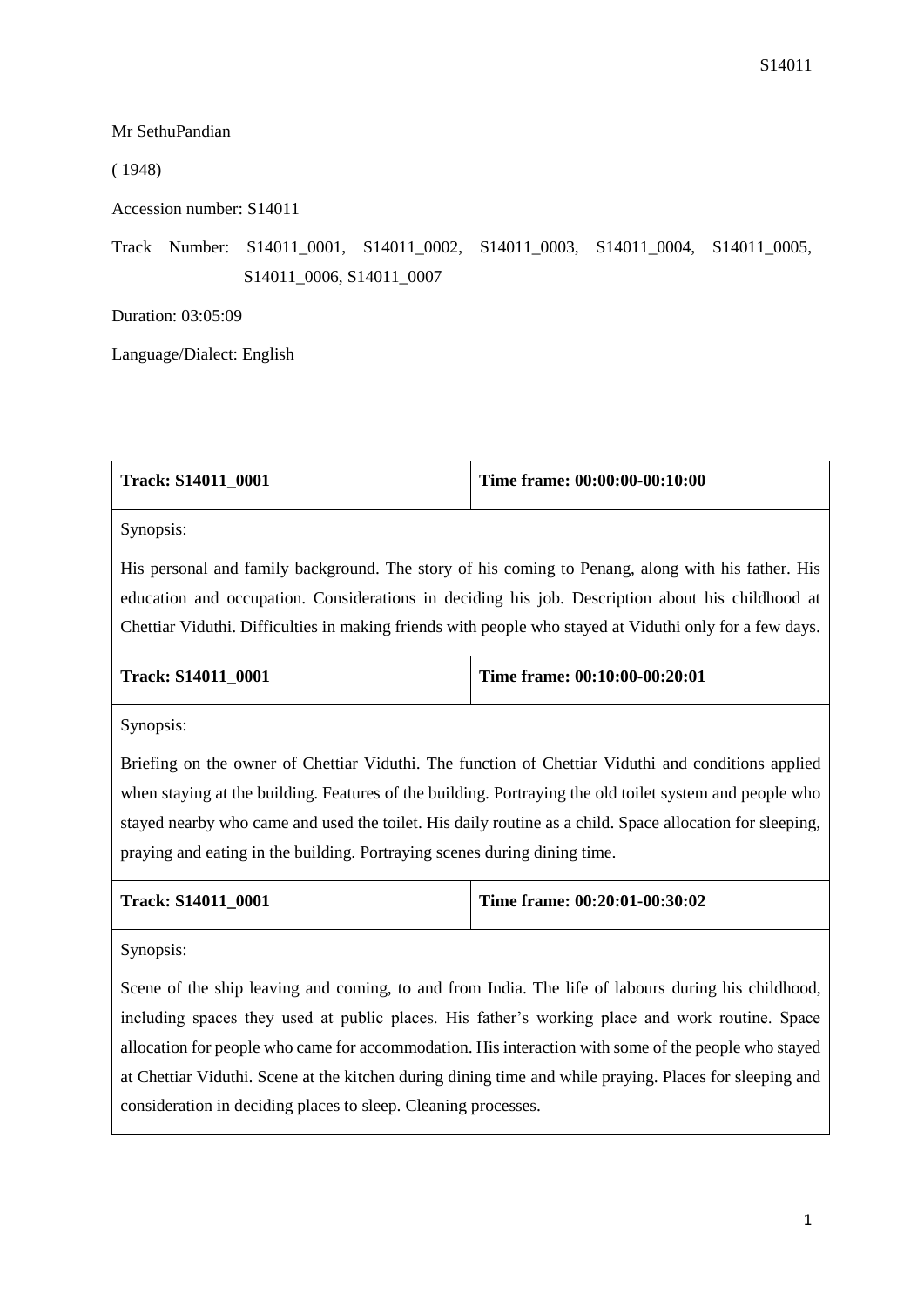Mr SethuPandian

( 1948)

Accession number: S14011

Track Number: S14011_0001, S14011_0002, S14011_0003, S14011_0004, S14011_0005, S14011_0006, S14011_0007

Duration: 03:05:09

Language/Dialect: English

| **Track: S14011_0001** | **Time frame: 00:00:00-00:10:00** |
|---|---|
| Synopsis: His personal and family background. The story of his coming to Penang, along with his father. His education and occupation. Considerations in deciding his job. Description about his childhood at Chettiar Viduthi. Difficulties in making friends with people who stayed at Viduthi only for a few days. | |
| **Track: S14011_0001** | **Time frame: 00:10:00-00:20:01** |
| Synopsis: Briefing on the owner of Chettiar Viduthi. The function of Chettiar Viduthi and conditions applied when staying at the building. Features of the building. Portraying the old toilet system and people who stayed nearby who came and used the toilet. His daily routine as a child. Space allocation for sleeping, praying and eating in the building. Portraying scenes during dining time. | |
| **Track: S14011_0001** | **Time frame: 00:20:01-00:30:02** |
| Synopsis: Scene of the ship leaving and coming, to and from India. The life of labours during his childhood, including spaces they used at public places. His father's working place and work routine. Space allocation for people who came for accommodation. His interaction with some of the people who stayed at Chettiar Viduthi. Scene at the kitchen during dining time and while praying. Places for sleeping and consideration in deciding places to sleep. Cleaning processes. | |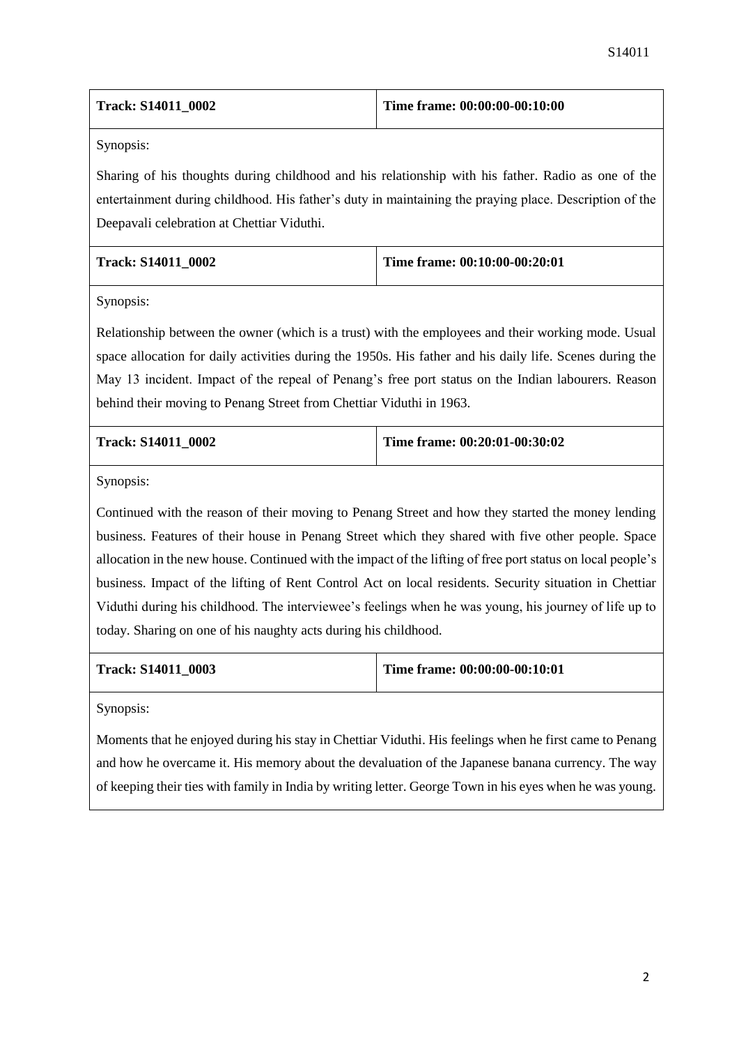| Track: S14011_0002 | Time frame: 00:00:00-00:10:00 |
|---|---|

Synopsis:

Sharing of his thoughts during childhood and his relationship with his father. Radio as one of the entertainment during childhood. His father's duty in maintaining the praying place. Description of the Deepavali celebration at Chettiar Viduthi.

| Track: S14011_0002 | Time frame: 00:10:00-00:20:01 |
|---|---|

Synopsis:

Relationship between the owner (which is a trust) with the employees and their working mode. Usual space allocation for daily activities during the 1950s. His father and his daily life. Scenes during the May 13 incident. Impact of the repeal of Penang's free port status on the Indian labourers. Reason behind their moving to Penang Street from Chettiar Viduthi in 1963.

| Track: S14011_0002 | Time frame: 00:20:01-00:30:02 |
|---|---|

Synopsis:

Continued with the reason of their moving to Penang Street and how they started the money lending business. Features of their house in Penang Street which they shared with five other people. Space allocation in the new house. Continued with the impact of the lifting of free port status on local people's business. Impact of the lifting of Rent Control Act on local residents. Security situation in Chettiar Viduthi during his childhood. The interviewee's feelings when he was young, his journey of life up to today. Sharing on one of his naughty acts during his childhood.

| Track: S14011_0003 | Time frame: 00:00:00-00:10:01 |
|---|---|

Synopsis:

Moments that he enjoyed during his stay in Chettiar Viduthi. His feelings when he first came to Penang and how he overcame it. His memory about the devaluation of the Japanese banana currency. The way of keeping their ties with family in India by writing letter. George Town in his eyes when he was young.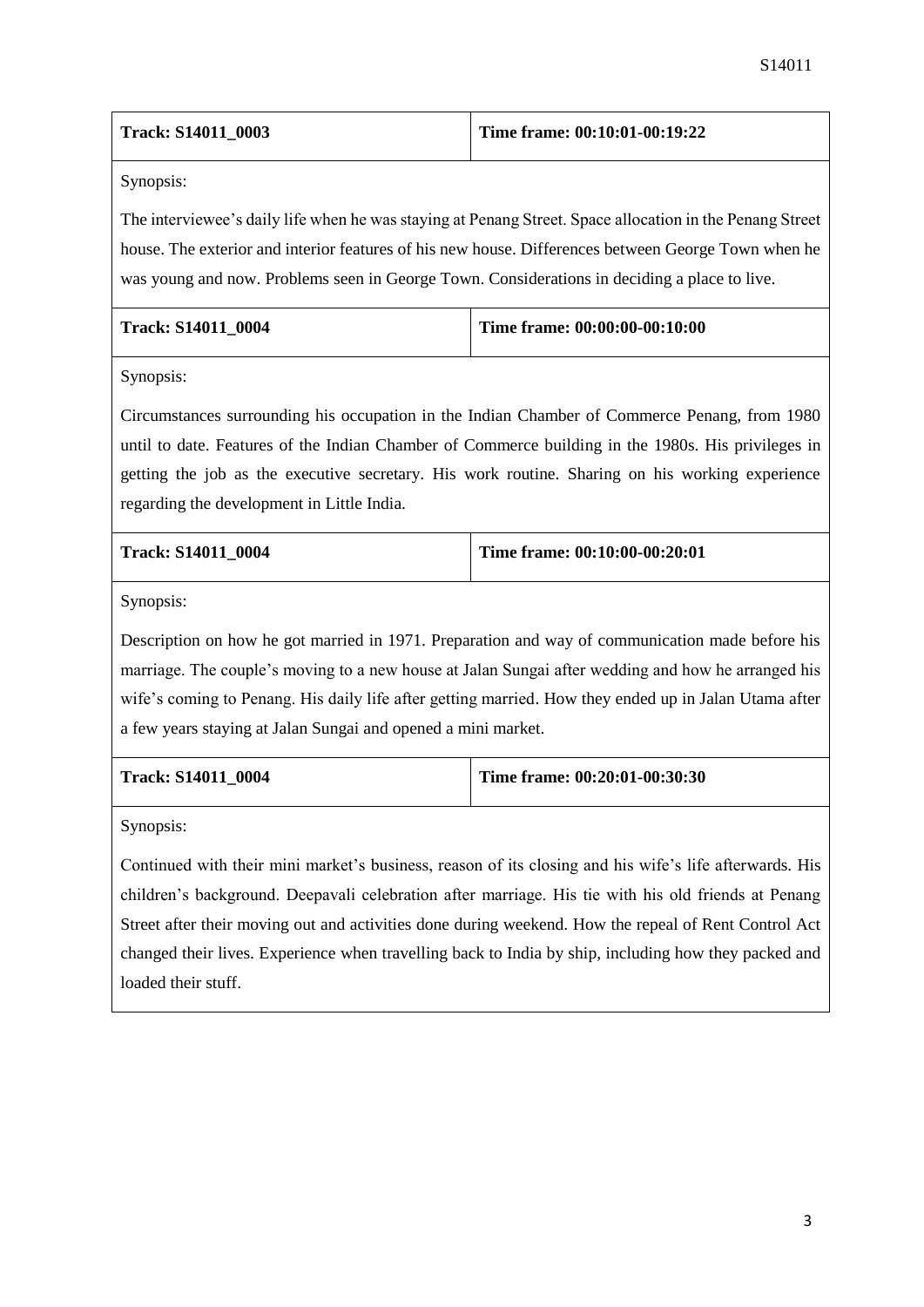| Track: S14011_0003 | Time frame: 00:10:01-00:19:22 |
| --- | --- |

Synopsis:

The interviewee's daily life when he was staying at Penang Street. Space allocation in the Penang Street house. The exterior and interior features of his new house. Differences between George Town when he was young and now. Problems seen in George Town. Considerations in deciding a place to live.

| Track: S14011_0004 | Time frame: 00:00:00-00:10:00 |
| --- | --- |

Synopsis:

Circumstances surrounding his occupation in the Indian Chamber of Commerce Penang, from 1980 until to date. Features of the Indian Chamber of Commerce building in the 1980s. His privileges in getting the job as the executive secretary. His work routine. Sharing on his working experience regarding the development in Little India.

| Track: S14011_0004 | Time frame: 00:10:00-00:20:01 |
| --- | --- |

Synopsis:

Description on how he got married in 1971. Preparation and way of communication made before his marriage. The couple's moving to a new house at Jalan Sungai after wedding and how he arranged his wife's coming to Penang. His daily life after getting married. How they ended up in Jalan Utama after a few years staying at Jalan Sungai and opened a mini market.

| Track: S14011_0004 | Time frame: 00:20:01-00:30:30 |
| --- | --- |

Synopsis:

Continued with their mini market's business, reason of its closing and his wife's life afterwards. His children's background. Deepavali celebration after marriage. His tie with his old friends at Penang Street after their moving out and activities done during weekend. How the repeal of Rent Control Act changed their lives. Experience when travelling back to India by ship, including how they packed and loaded their stuff.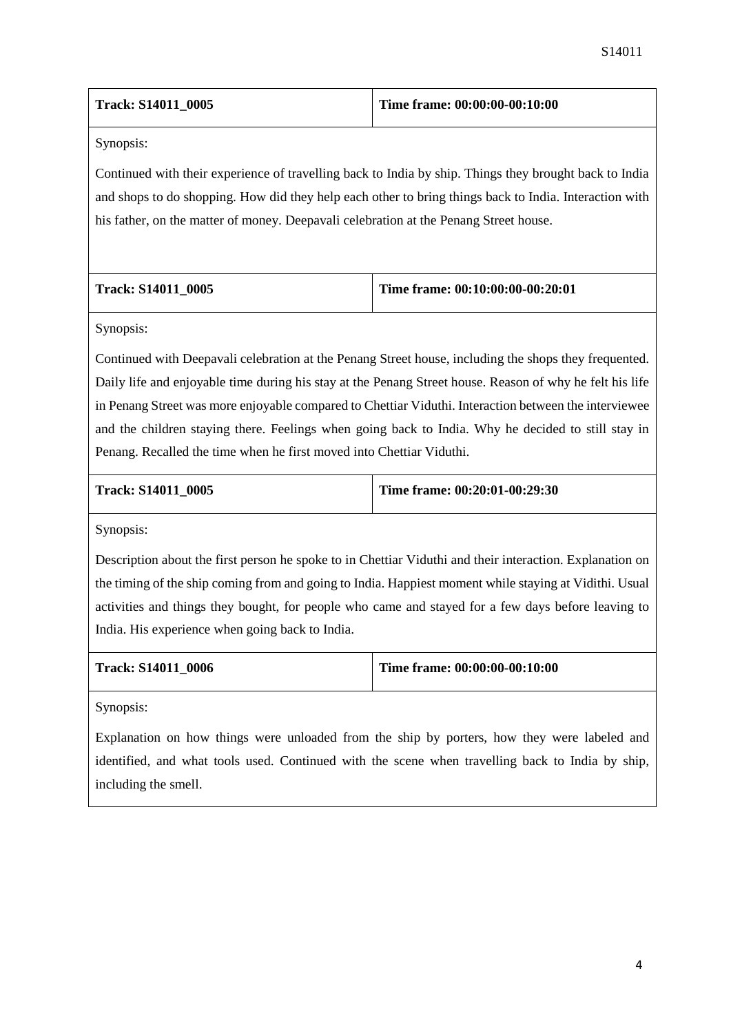| **Track: S14011_0005** | **Time frame: 00:00:00-00:10:00** |
|---|---|
| Synopsis:<br><br>Continued with their experience of travelling back to India by ship. Things they brought back to India and shops to do shopping. How did they help each other to bring things back to India. Interaction with his father, on the matter of money. Deepavali celebration at the Penang Street house. | |

| **Track: S14011_0005** | **Time frame: 00:10:00:00-00:20:01** |
|---|---|
| Synopsis:<br><br>Continued with Deepavali celebration at the Penang Street house, including the shops they frequented. Daily life and enjoyable time during his stay at the Penang Street house. Reason of why he felt his life in Penang Street was more enjoyable compared to Chettiar Viduthi. Interaction between the interviewee and the children staying there. Feelings when going back to India. Why he decided to still stay in Penang. Recalled the time when he first moved into Chettiar Viduthi. | |

| **Track: S14011_0005** | **Time frame: 00:20:01-00:29:30** |
|---|---|
| Synopsis:<br><br>Description about the first person he spoke to in Chettiar Viduthi and their interaction. Explanation on the timing of the ship coming from and going to India. Happiest moment while staying at Vidithi. Usual activities and things they bought, for people who came and stayed for a few days before leaving to India. His experience when going back to India. | |

| **Track: S14011_0006** | **Time frame: 00:00:00-00:10:00** |
|---|---|
| Synopsis:<br><br>Explanation on how things were unloaded from the ship by porters, how they were labeled and identified, and what tools used. Continued with the scene when travelling back to India by ship, including the smell. | |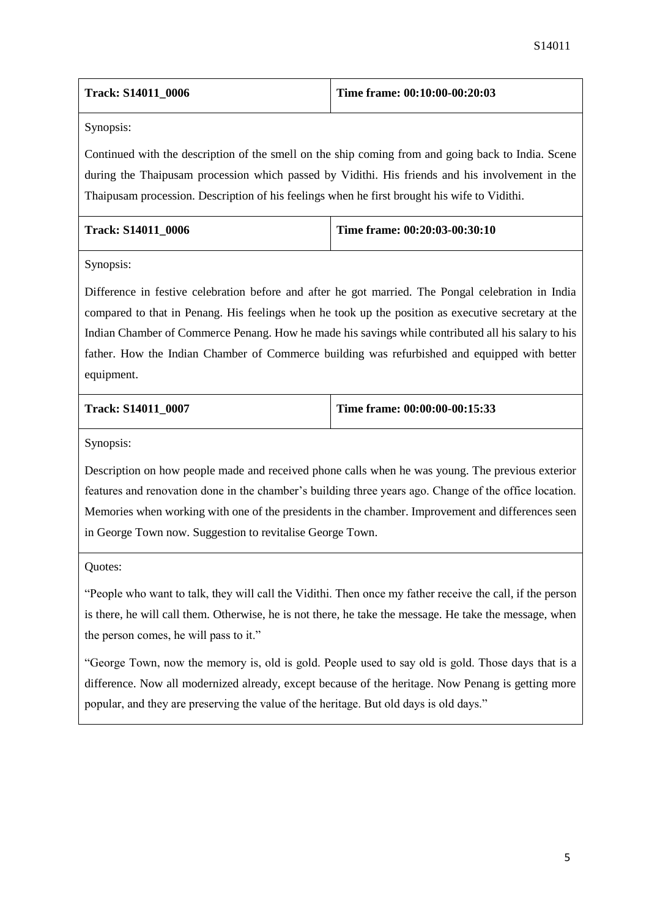| Track: S14011_0006 | Time frame: 00:10:00-00:20:03 |
| --- | --- |

Synopsis:

Continued with the description of the smell on the ship coming from and going back to India. Scene during the Thaipusam procession which passed by Vidithi. His friends and his involvement in the Thaipusam procession. Description of his feelings when he first brought his wife to Vidithi.

| Track: S14011_0006 | Time frame: 00:20:03-00:30:10 |
| --- | --- |

Synopsis:

Difference in festive celebration before and after he got married. The Pongal celebration in India compared to that in Penang. His feelings when he took up the position as executive secretary at the Indian Chamber of Commerce Penang. How he made his savings while contributed all his salary to his father. How the Indian Chamber of Commerce building was refurbished and equipped with better equipment.

| Track: S14011_0007 | Time frame: 00:00:00-00:15:33 |
| --- | --- |

Synopsis:

Description on how people made and received phone calls when he was young. The previous exterior features and renovation done in the chamber's building three years ago. Change of the office location. Memories when working with one of the presidents in the chamber. Improvement and differences seen in George Town now. Suggestion to revitalise George Town.

Quotes:

"People who want to talk, they will call the Vidithi. Then once my father receive the call, if the person is there, he will call them. Otherwise, he is not there, he take the message. He take the message, when the person comes, he will pass to it."

"George Town, now the memory is, old is gold. People used to say old is gold. Those days that is a difference. Now all modernized already, except because of the heritage. Now Penang is getting more popular, and they are preserving the value of the heritage. But old days is old days."